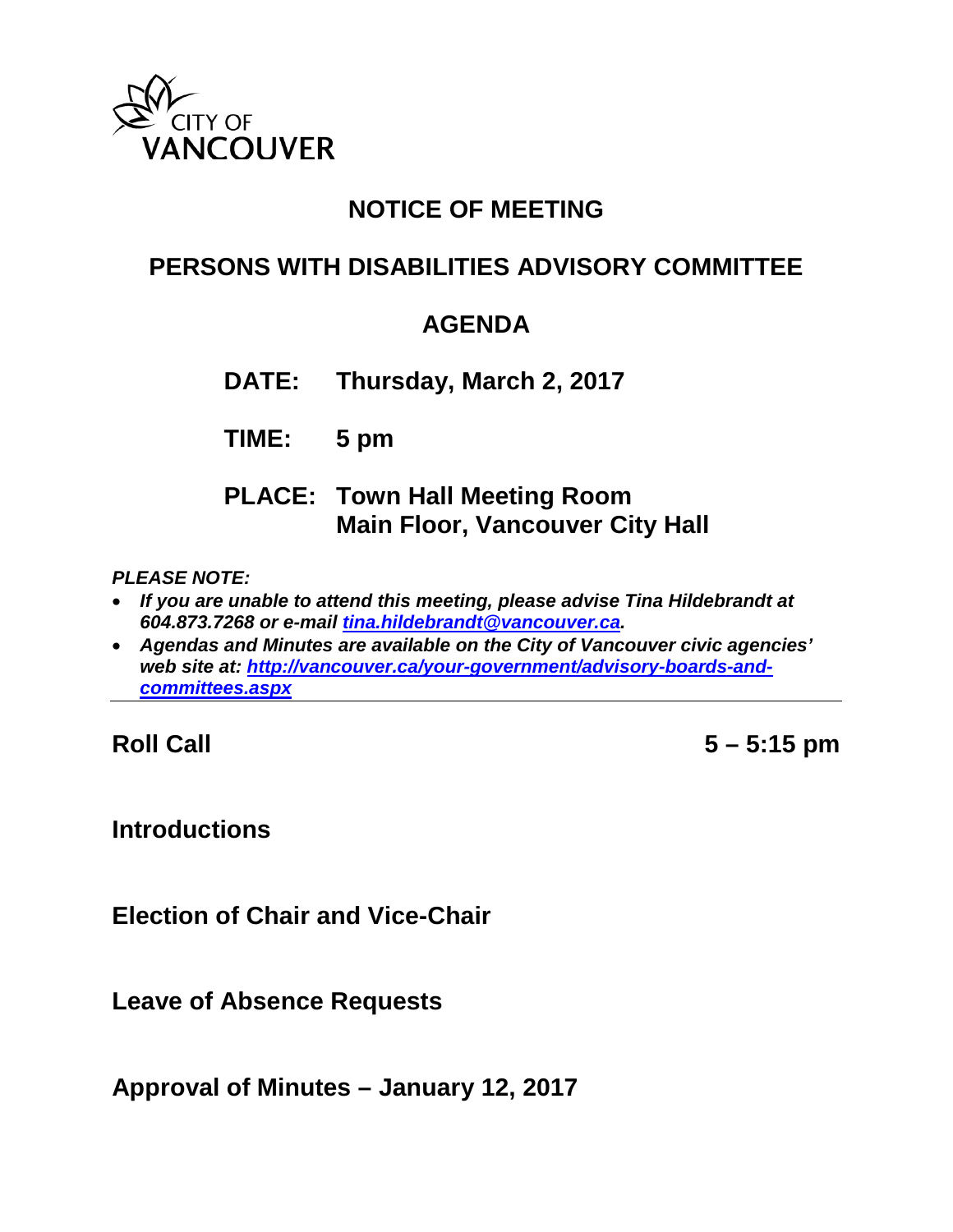CITY OF
VANCOUVER

# NOTICE OF MEETING

## PERSONS WITH DISABILITIES ADVISORY COMMITTEE

## AGENDA

**DATE:** Thursday, March 2, 2017

**TIME:** 5 pm

**PLACE:** Town Hall Meeting Room
Main Floor, Vancouver City Hall

***PLEASE NOTE:***

- ***If you are unable to attend this meeting, please advise Tina Hildebrandt at 604.873.7268 or e-mail [tina.hildebrandt@vancouver.ca](mailto:tina.hildebrandt@vancouver.ca).***
- ***Agendas and Minutes are available on the City of Vancouver civic agencies' web site at: [http://vancouver.ca/your-government/advisory-boards-and-committees.aspx](http://vancouver.ca/your-government/advisory-boards-and-committees.aspx)***

---

**Roll Call** **5 – 5:15 pm**

**Introductions**

**Election of Chair and Vice-Chair**

**Leave of Absence Requests**

**Approval of Minutes – January 12, 2017**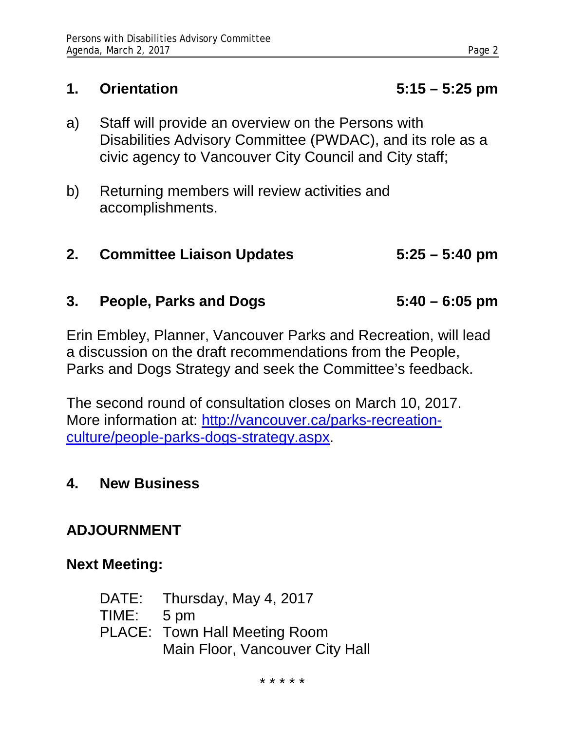## 1. Orientation 5:15 – 5:25 pm

a) Staff will provide an overview on the Persons with Disabilities Advisory Committee (PWDAC), and its role as a civic agency to Vancouver City Council and City staff;

b) Returning members will review activities and accomplishments.

## 2. Committee Liaison Updates 5:25 – 5:40 pm

## 3. People, Parks and Dogs 5:40 – 6:05 pm

Erin Embley, Planner, Vancouver Parks and Recreation, will lead a discussion on the draft recommendations from the People, Parks and Dogs Strategy and seek the Committee's feedback.

The second round of consultation closes on March 10, 2017. More information at: [http://vancouver.ca/parks-recreation-culture/people-parks-dogs-strategy.aspx](http://vancouver.ca/parks-recreation-culture/people-parks-dogs-strategy.aspx).

## 4. New Business

## ADJOURNMENT

**Next Meeting:**

DATE: Thursday, May 4, 2017
TIME: 5 pm
PLACE: Town Hall Meeting Room
Main Floor, Vancouver City Hall

* * * * *